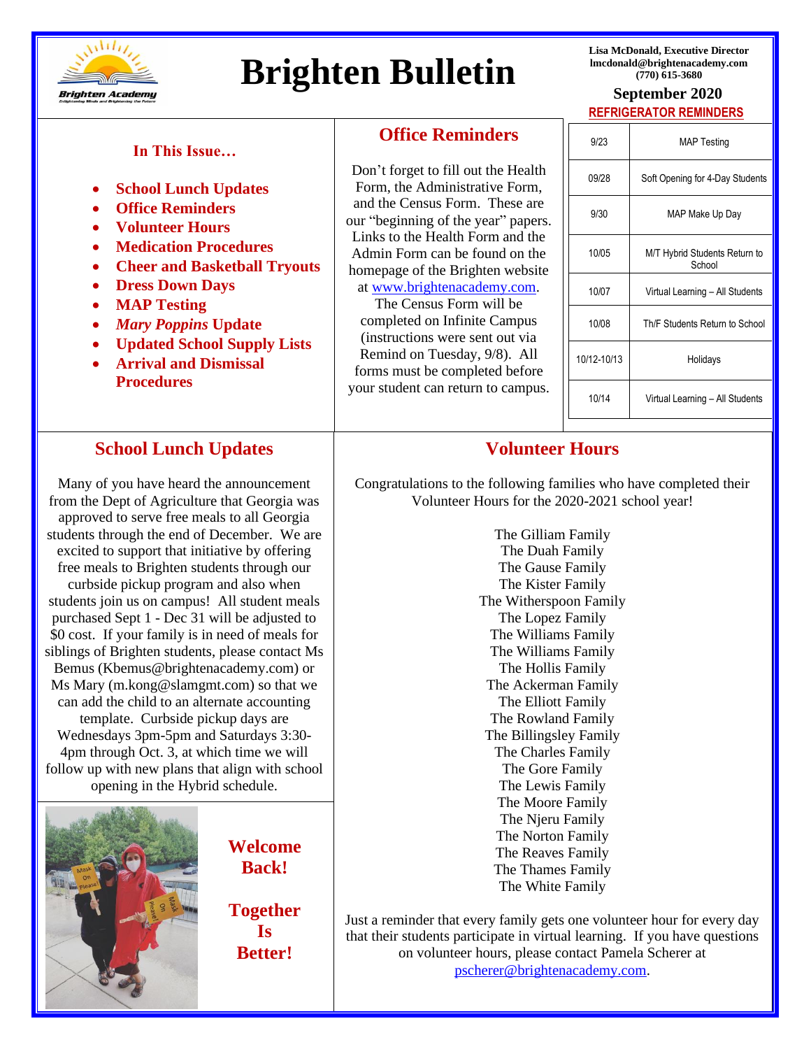# Brighten Bulletin

**Lisa McDonald, Executive Director**
**lmcdonald@brightenacademy.com**
**(770) 615-3680**

**September 2020**

### In This Issue…

- **School Lunch Updates**
- **Office Reminders**
- **Volunteer Hours**
- **Medication Procedures**
- **Cheer and Basketball Tryouts**
- **Dress Down Days**
- **MAP Testing**
- ***Mary Poppins* Update**
- **Updated School Supply Lists**
- **Arrival and Dismissal Procedures**

## Office Reminders

Don't forget to fill out the Health Form, the Administrative Form, and the Census Form. These are our "beginning of the year" papers. Links to the Health Form and the Admin Form can be found on the homepage of the Brighten website at www.brightenacademy.com. The Census Form will be completed on Infinite Campus (instructions were sent out via Remind on Tuesday, 9/8). All forms must be completed before your student can return to campus.

## REFRIGERATOR REMINDERS

| Date | Event |
|---|---|
| 9/23 | MAP Testing |
| 09/28 | Soft Opening for 4-Day Students |
| 9/30 | MAP Make Up Day |
| 10/05 | M/T Hybrid Students Return to School |
| 10/07 | Virtual Learning – All Students |
| 10/08 | Th/F Students Return to School |
| 10/12-10/13 | Holidays |
| 10/14 | Virtual Learning – All Students |

## School Lunch Updates

Many of you have heard the announcement from the Dept of Agriculture that Georgia was approved to serve free meals to all Georgia students through the end of December. We are excited to support that initiative by offering free meals to Brighten students through our curbside pickup program and also when students join us on campus! All student meals purchased Sept 1 - Dec 31 will be adjusted to $0 cost. If your family is in need of meals for siblings of Brighten students, please contact Ms Bemus (Kbemus@brightenacademy.com) or Ms Mary (m.kong@slamgmt.com) so that we can add the child to an alternate accounting template. Curbside pickup days are Wednesdays 3pm-5pm and Saturdays 3:30-4pm through Oct. 3, at which time we will follow up with new plans that align with school opening in the Hybrid schedule.

**Welcome Back!**

**Together Is Better!**

## Volunteer Hours

Congratulations to the following families who have completed their Volunteer Hours for the 2020-2021 school year!

The Gilliam Family
The Duah Family
The Gause Family
The Kister Family
The Witherspoon Family
The Lopez Family
The Williams Family
The Williams Family
The Hollis Family
The Ackerman Family
The Elliott Family
The Rowland Family
The Billingsley Family
The Charles Family
The Gore Family
The Lewis Family
The Moore Family
The Njeru Family
The Norton Family
The Reaves Family
The Thames Family
The White Family

Just a reminder that every family gets one volunteer hour for every day that their students participate in virtual learning. If you have questions on volunteer hours, please contact Pamela Scherer at pscherer@brightenacademy.com.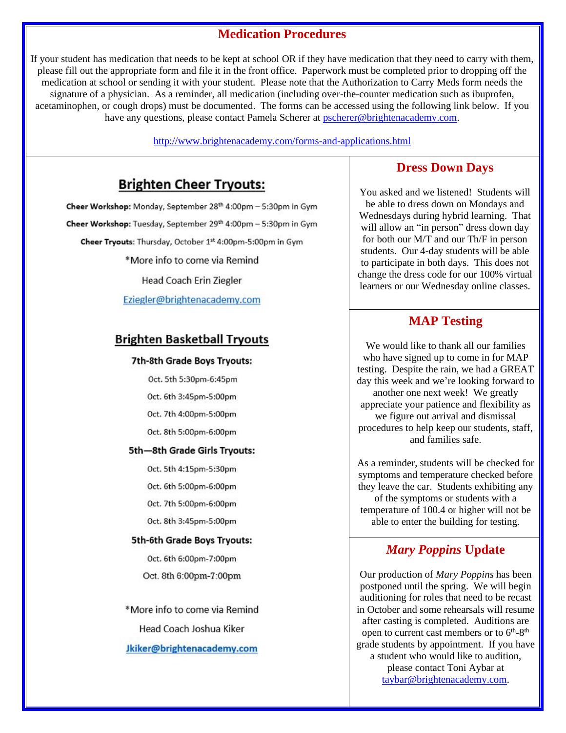## Medication Procedures

If your student has medication that needs to be kept at school OR if they have medication that they need to carry with them, please fill out the appropriate form and file it in the front office. Paperwork must be completed prior to dropping off the medication at school or sending it with your student. Please note that the Authorization to Carry Meds form needs the signature of a physician. As a reminder, all medication (including over-the-counter medication such as ibuprofen, acetaminophen, or cough drops) must be documented. The forms can be accessed using the following link below. If you have any questions, please contact Pamela Scherer at pscherer@brightenacademy.com.

http://www.brightenacademy.com/forms-and-applications.html

## Brighten Cheer Tryouts:

**Cheer Workshop:** Monday, September 28th 4:00pm – 5:30pm in Gym

**Cheer Workshop:** Tuesday, September 29th 4:00pm – 5:30pm in Gym

**Cheer Tryouts**: Thursday, October 1st 4:00pm-5:00pm in Gym

*More info to come via Remind

Head Coach Erin Ziegler

Eziegler@brightenacademy.com

## Brighten Basketball Tryouts

**7th-8th Grade Boys Tryouts:**

Oct. 5th 5:30pm-6:45pm

Oct. 6th 3:45pm-5:00pm

Oct. 7th 4:00pm-5:00pm

Oct. 8th 5:00pm-6:00pm

**5th—8th Grade Girls Tryouts:**

Oct. 5th 4:15pm-5:30pm

Oct. 6th 5:00pm-6:00pm

Oct. 7th 5:00pm-6:00pm

Oct. 8th 3:45pm-5:00pm

**5th-6th Grade Boys Tryouts:**

Oct. 6th 6:00pm-7:00pm

Oct. 8th 6:00pm-7:00pm

*More info to come via Remind

Head Coach Joshua Kiker

Jkiker@brightenacademy.com

## Dress Down Days

You asked and we listened! Students will be able to dress down on Mondays and Wednesdays during hybrid learning. That will allow an "in person" dress down day for both our M/T and our Th/F in person students. Our 4-day students will be able to participate in both days. This does not change the dress code for our 100% virtual learners or our Wednesday online classes.

## MAP Testing

We would like to thank all our families who have signed up to come in for MAP testing. Despite the rain, we had a GREAT day this week and we're looking forward to another one next week! We greatly appreciate your patience and flexibility as we figure out arrival and dismissal procedures to help keep our students, staff, and families safe.

As a reminder, students will be checked for symptoms and temperature checked before they leave the car. Students exhibiting any of the symptoms or students with a temperature of 100.4 or higher will not be able to enter the building for testing.

## *Mary Poppins* Update

Our production of *Mary Poppins* has been postponed until the spring. We will begin auditioning for roles that need to be recast in October and some rehearsals will resume after casting is completed. Auditions are open to current cast members or to 6th-8th grade students by appointment. If you have a student who would like to audition, please contact Toni Aybar at taybar@brightenacademy.com.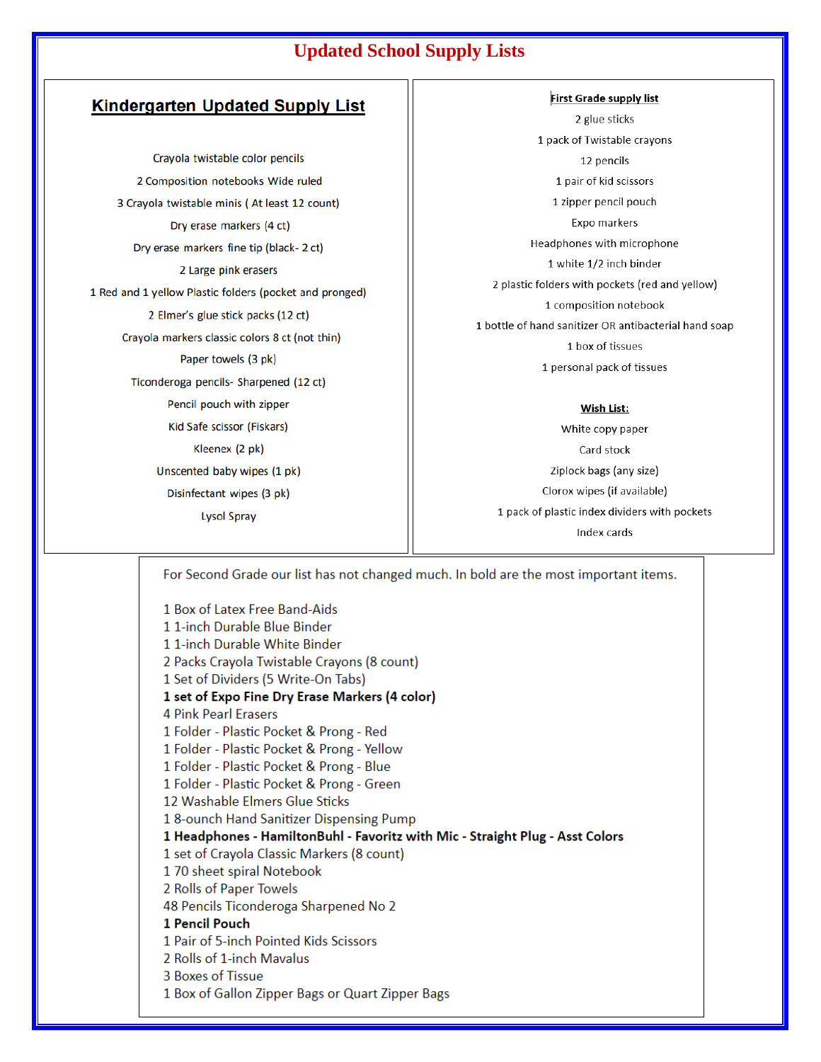# Updated School Supply Lists

## Kindergarten Updated Supply List

Crayola twistable color pencils

2 Composition notebooks Wide ruled

3 Crayola twistable minis ( At least 12 count)

Dry erase markers (4 ct)

Dry erase markers fine tip (black- 2 ct)

2 Large pink erasers

1 Red and 1 yellow Plastic folders (pocket and pronged)

2 Elmer's glue stick packs (12 ct)

Crayola markers classic colors 8 ct (not thin)

Paper towels (3 pk)

Ticonderoga pencils- Sharpened (12 ct)

Pencil pouch with zipper

Kid Safe scissor (Fiskars)

Kleenex (2 pk)

Unscented baby wipes (1 pk)

Disinfectant wipes (3 pk)

Lysol Spray

## First Grade supply list

2 glue sticks

1 pack of Twistable crayons

12 pencils

1 pair of kid scissors

1 zipper pencil pouch

Expo markers

Headphones with microphone

1 white 1/2 inch binder

2 plastic folders with pockets (red and yellow)

1 composition notebook

1 bottle of hand sanitizer OR antibacterial hand soap

1 box of tissues

1 personal pack of tissues

**Wish List:**

White copy paper

Card stock

Ziplock bags (any size)

Clorox wipes (if available)

1 pack of plastic index dividers with pockets

Index cards

## Second Grade

For Second Grade our list has not changed much. In bold are the most important items.

1 Box of Latex Free Band-Aids
1 1-inch Durable Blue Binder
1 1-inch Durable White Binder
2 Packs Crayola Twistable Crayons (8 count)
1 Set of Dividers (5 Write-On Tabs)
**1 set of Expo Fine Dry Erase Markers (4 color)**
4 Pink Pearl Erasers
1 Folder - Plastic Pocket & Prong - Red
1 Folder - Plastic Pocket & Prong - Yellow
1 Folder - Plastic Pocket & Prong - Blue
1 Folder - Plastic Pocket & Prong - Green
12 Washable Elmers Glue Sticks
1 8-ounch Hand Sanitizer Dispensing Pump
**1 Headphones - HamiltonBuhl - Favoritz with Mic - Straight Plug - Asst Colors**
1 set of Crayola Classic Markers (8 count)
1 70 sheet spiral Notebook
2 Rolls of Paper Towels
48 Pencils Ticonderoga Sharpened No 2
**1 Pencil Pouch**
1 Pair of 5-inch Pointed Kids Scissors
2 Rolls of 1-inch Mavalus
3 Boxes of Tissue
1 Box of Gallon Zipper Bags or Quart Zipper Bags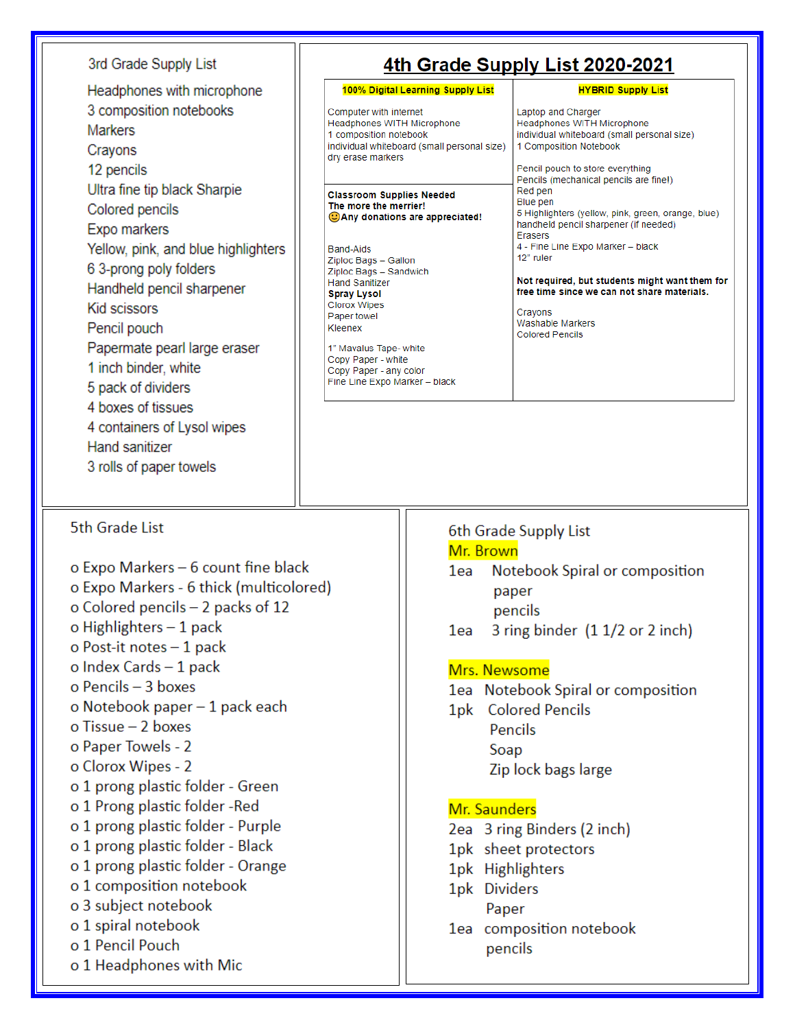## 3rd Grade Supply List

- Headphones with microphone
- 3 composition notebooks
- Markers
- Crayons
- 12 pencils
- Ultra fine tip black Sharpie
- Colored pencils
- Expo markers
- Yellow, pink, and blue highlighters
- 6 3-prong poly folders
- Handheld pencil sharpener
- Kid scissors
- Pencil pouch
- Papermate pearl large eraser
- 1 inch binder, white
- 5 pack of dividers
- 4 boxes of tissues
- 4 containers of Lysol wipes
- Hand sanitizer
- 3 rolls of paper towels

## 4th Grade Supply List 2020-2021

### 100% Digital Learning Supply List

Computer with internet
Headphones WITH Microphone
1 composition notebook
individual whiteboard (small personal size)
dry erase markers

### HYBRID Supply List

Laptop and Charger
Headphones WITH Microphone
individual whiteboard (small personal size)
1 Composition Notebook

Pencil pouch to store everything
Pencils (mechanical pencils are fine!)
Red pen
Blue pen
5 Highlighters (yellow, pink, green, orange, blue)
handheld pencil sharpener (if needed)
Erasers
4 - Fine Line Expo Marker – black
12" ruler

**Not required, but students might want them for free time since we can not share materials.**

Crayons
Washable Markers
Colored Pencils

### Classroom Supplies Needed

**The more the merrier!**
**🙂Any donations are appreciated!**

Band-Aids
Ziploc Bags – Gallon
Ziploc Bags – Sandwich
Hand Sanitizer
**Spray Lysol**
Clorox Wipes
Paper towel
Kleenex

1" Mavalus Tape- white
Copy Paper - white
Copy Paper - any color
Fine Line Expo Marker – black

## 5th Grade List

- Expo Markers – 6 count fine black
- Expo Markers - 6 thick (multicolored)
- Colored pencils – 2 packs of 12
- Highlighters – 1 pack
- Post-it notes – 1 pack
- Index Cards – 1 pack
- Pencils – 3 boxes
- Notebook paper – 1 pack each
- Tissue – 2 boxes
- Paper Towels - 2
- Clorox Wipes - 2
- 1 prong plastic folder - Green
- 1 Prong plastic folder -Red
- 1 prong plastic folder - Purple
- 1 prong plastic folder - Black
- 1 prong plastic folder - Orange
- 1 composition notebook
- 3 subject notebook
- 1 spiral notebook
- 1 Pencil Pouch
- 1 Headphones with Mic

## 6th Grade Supply List

### Mr. Brown

1ea Notebook Spiral or composition
paper
pencils
1ea 3 ring binder (1 1/2 or 2 inch)

### Mrs. Newsome

1ea Notebook Spiral or composition
1pk Colored Pencils
Pencils
Soap
Zip lock bags large

### Mr. Saunders

2ea 3 ring Binders (2 inch)
1pk sheet protectors
1pk Highlighters
1pk Dividers
Paper
1ea composition notebook
pencils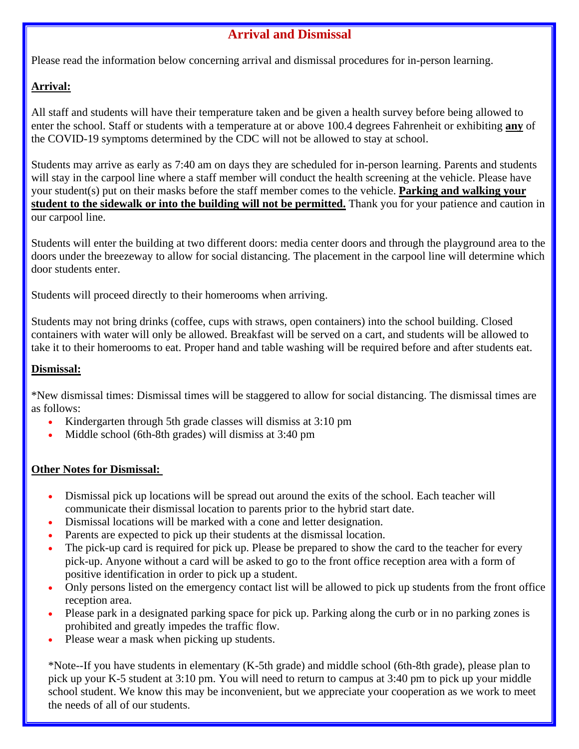# Arrival and Dismissal

Please read the information below concerning arrival and dismissal procedures for in-person learning.

## Arrival:

All staff and students will have their temperature taken and be given a health survey before being allowed to enter the school. Staff or students with a temperature at or above 100.4 degrees Fahrenheit or exhibiting **any** of the COVID-19 symptoms determined by the CDC will not be allowed to stay at school.

Students may arrive as early as 7:40 am on days they are scheduled for in-person learning. Parents and students will stay in the carpool line where a staff member will conduct the health screening at the vehicle. Please have your student(s) put on their masks before the staff member comes to the vehicle. **Parking and walking your student to the sidewalk or into the building will not be permitted.** Thank you for your patience and caution in our carpool line.

Students will enter the building at two different doors: media center doors and through the playground area to the doors under the breezeway to allow for social distancing. The placement in the carpool line will determine which door students enter.

Students will proceed directly to their homerooms when arriving.

Students may not bring drinks (coffee, cups with straws, open containers) into the school building. Closed containers with water will only be allowed. Breakfast will be served on a cart, and students will be allowed to take it to their homerooms to eat. Proper hand and table washing will be required before and after students eat.

## Dismissal:

*New dismissal times: Dismissal times will be staggered to allow for social distancing. The dismissal times are as follows:

- Kindergarten through 5th grade classes will dismiss at 3:10 pm
- Middle school (6th-8th grades) will dismiss at 3:40 pm

## Other Notes for Dismissal:

- Dismissal pick up locations will be spread out around the exits of the school. Each teacher will communicate their dismissal location to parents prior to the hybrid start date.
- Dismissal locations will be marked with a cone and letter designation.
- Parents are expected to pick up their students at the dismissal location.
- The pick-up card is required for pick up. Please be prepared to show the card to the teacher for every pick-up. Anyone without a card will be asked to go to the front office reception area with a form of positive identification in order to pick up a student.
- Only persons listed on the emergency contact list will be allowed to pick up students from the front office reception area.
- Please park in a designated parking space for pick up. Parking along the curb or in no parking zones is prohibited and greatly impedes the traffic flow.
- Please wear a mask when picking up students.

*Note--If you have students in elementary (K-5th grade) and middle school (6th-8th grade), please plan to pick up your K-5 student at 3:10 pm. You will need to return to campus at 3:40 pm to pick up your middle school student. We know this may be inconvenient, but we appreciate your cooperation as we work to meet the needs of all of our students.